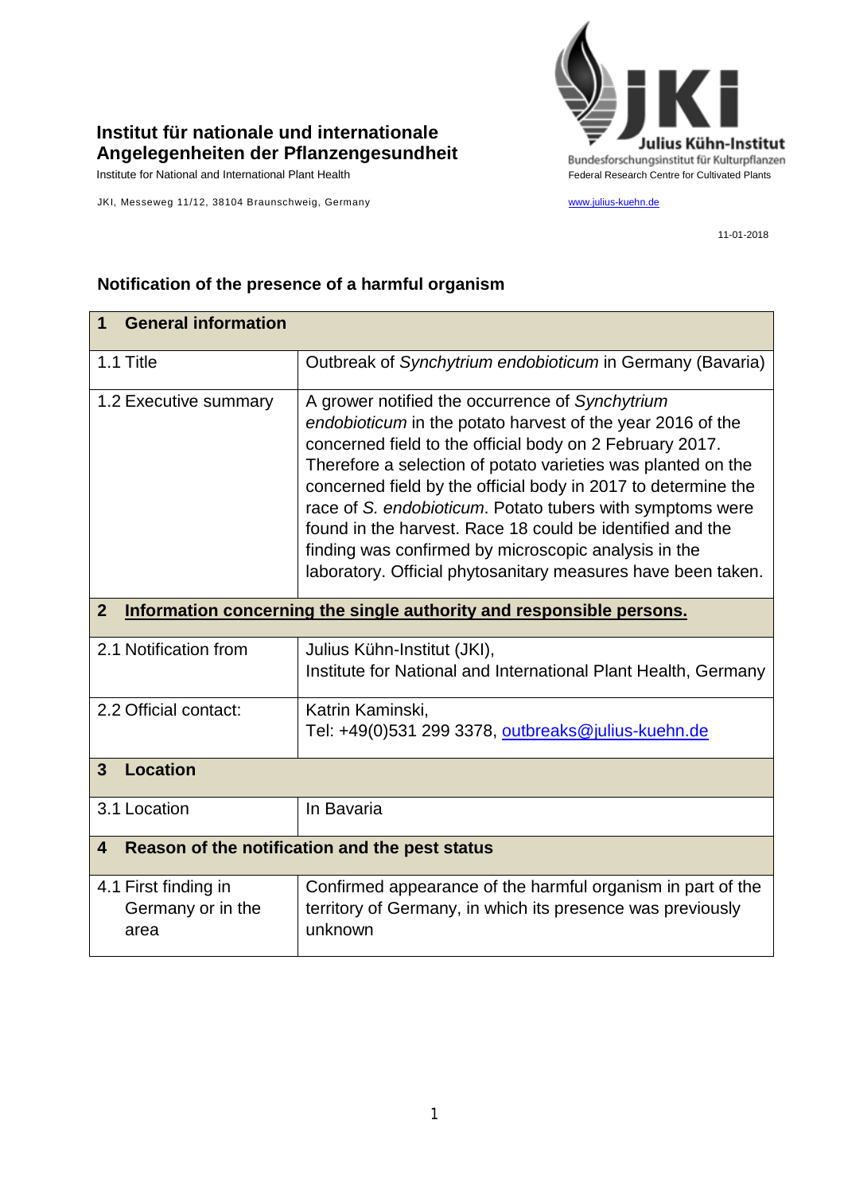**Institut für nationale und internationale Angelegenheiten der Pflanzengesundheit**

Institute for National and International Plant Health

JKI, Messeweg 11/12, 38104 Braunschweig, Germany

Julius Kühn-Institut
Bundesforschungsinstitut für Kulturpflanzen
Federal Research Centre for Cultivated Plants

www.julius-kuehn.de

11-01-2018

## Notification of the presence of a harmful organism

| **1 General information** | |
|---|---|
| 1.1 Title | Outbreak of *Synchytrium endobioticum* in Germany (Bavaria) |
| 1.2 Executive summary | A grower notified the occurrence of *Synchytrium endobioticum* in the potato harvest of the year 2016 of the concerned field to the official body on 2 February 2017. Therefore a selection of potato varieties was planted on the concerned field by the official body in 2017 to determine the race of *S. endobioticum*. Potato tubers with symptoms were found in the harvest. Race 18 could be identified and the finding was confirmed by microscopic analysis in the laboratory. Official phytosanitary measures have been taken. |
| **2 Information concerning the single authority and responsible persons.** | |
| 2.1 Notification from | Julius Kühn-Institut (JKI), Institute for National and International Plant Health, Germany |
| 2.2 Official contact: | Katrin Kaminski, Tel: +49(0)531 299 3378, outbreaks@julius-kuehn.de |
| **3 Location** | |
| 3.1 Location | In Bavaria |
| **4 Reason of the notification and the pest status** | |
| 4.1 First finding in Germany or in the area | Confirmed appearance of the harmful organism in part of the territory of Germany, in which its presence was previously unknown |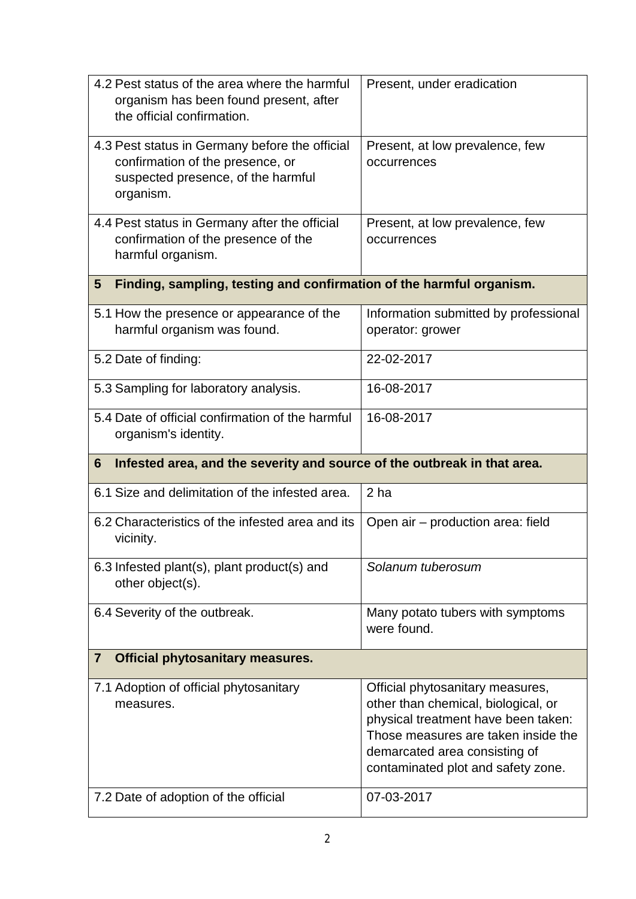| | |
|---|---|
| 4.2 Pest status of the area where the harmful organism has been found present, after the official confirmation. | Present, under eradication |
| 4.3 Pest status in Germany before the official confirmation of the presence, or suspected presence, of the harmful organism. | Present, at low prevalence, few occurrences |
| 4.4 Pest status in Germany after the official confirmation of the presence of the harmful organism. | Present, at low prevalence, few occurrences |
| **5 Finding, sampling, testing and confirmation of the harmful organism.** | |
| 5.1 How the presence or appearance of the harmful organism was found. | Information submitted by professional operator: grower |
| 5.2 Date of finding: | 22-02-2017 |
| 5.3 Sampling for laboratory analysis. | 16-08-2017 |
| 5.4 Date of official confirmation of the harmful organism's identity. | 16-08-2017 |
| **6 Infested area, and the severity and source of the outbreak in that area.** | |
| 6.1 Size and delimitation of the infested area. | 2 ha |
| 6.2 Characteristics of the infested area and its vicinity. | Open air – production area: field |
| 6.3 Infested plant(s), plant product(s) and other object(s). | *Solanum tuberosum* |
| 6.4 Severity of the outbreak. | Many potato tubers with symptoms were found. |
| **7 Official phytosanitary measures.** | |
| 7.1 Adoption of official phytosanitary measures. | Official phytosanitary measures, other than chemical, biological, or physical treatment have been taken: Those measures are taken inside the demarcated area consisting of contaminated plot and safety zone. |
| 7.2 Date of adoption of the official | 07-03-2017 |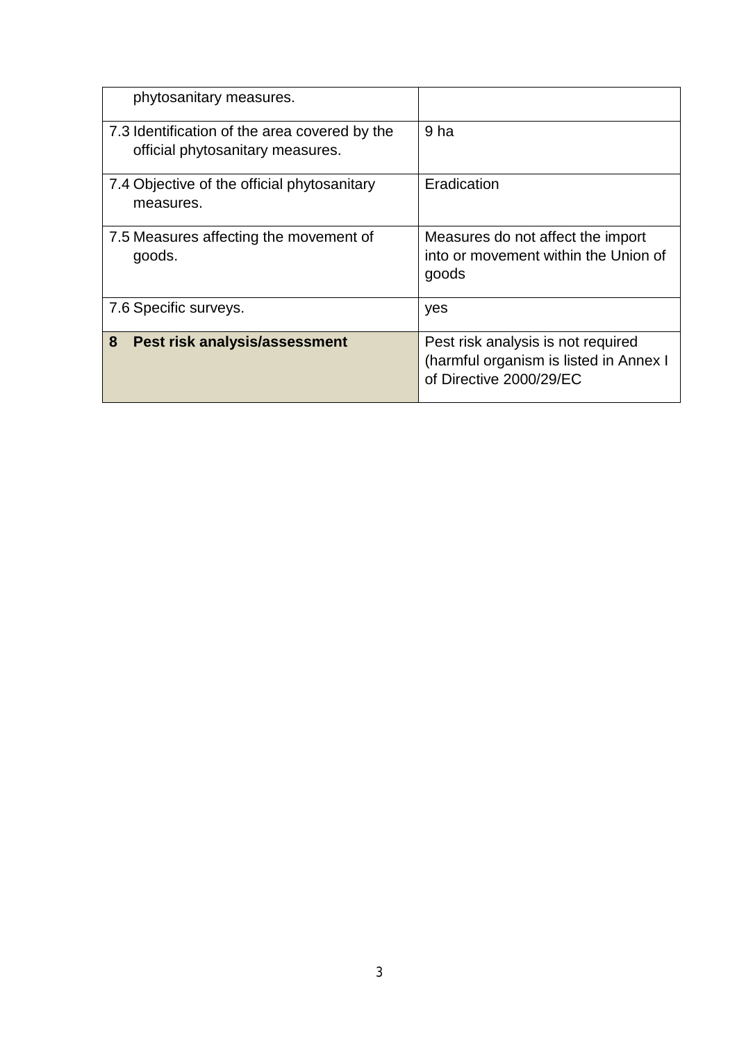| | |
|---|---|
| phytosanitary measures. | |
| 7.3 Identification of the area covered by the official phytosanitary measures. | 9 ha |
| 7.4 Objective of the official phytosanitary measures. | Eradication |
| 7.5 Measures affecting the movement of goods. | Measures do not affect the import into or movement within the Union of goods |
| 7.6 Specific surveys. | yes |
| **8 Pest risk analysis/assessment** | Pest risk analysis is not required (harmful organism is listed in Annex I of Directive 2000/29/EC |